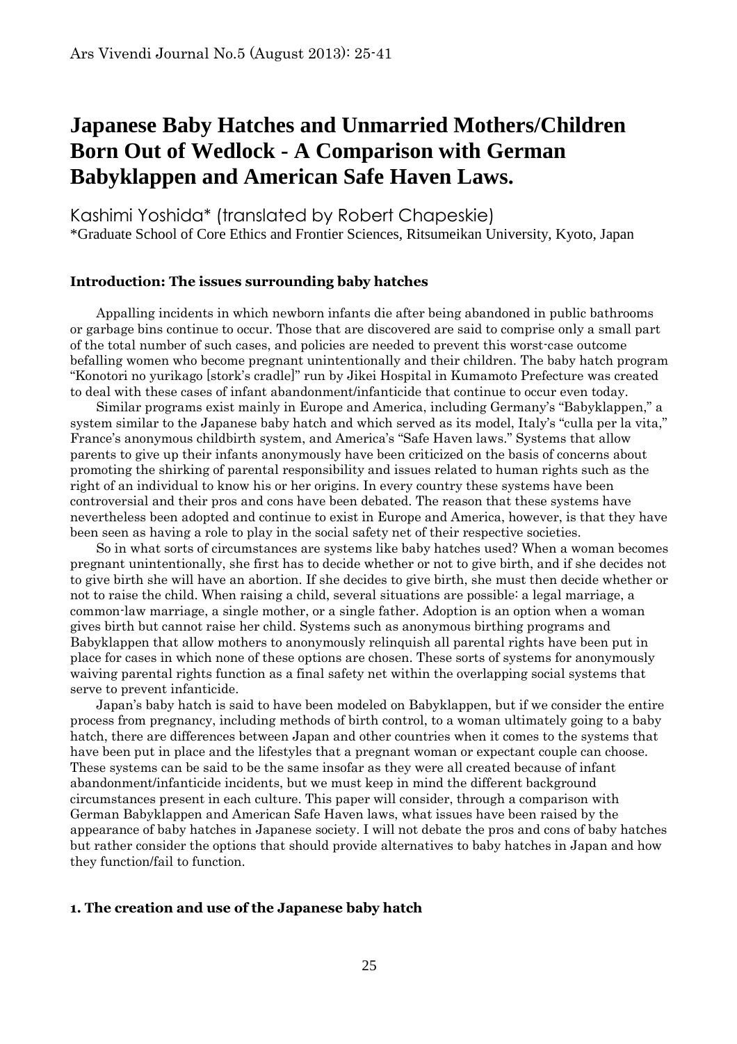# Japanese Baby Hatches and Unmarried Mothers/Children Born Out of Wedlock - A Comparison with German Babyklappen and American Safe Haven Laws.

Kashimi Yoshida* (translated by Robert Chapeskie)

*Graduate School of Core Ethics and Frontier Sciences, Ritsumeikan University, Kyoto, Japan

### Introduction: The issues surrounding baby hatches

Appalling incidents in which newborn infants die after being abandoned in public bathrooms or garbage bins continue to occur. Those that are discovered are said to comprise only a small part of the total number of such cases, and policies are needed to prevent this worst-case outcome befalling women who become pregnant unintentionally and their children. The baby hatch program "Konotori no yurikago [stork's cradle]" run by Jikei Hospital in Kumamoto Prefecture was created to deal with these cases of infant abandonment/infanticide that continue to occur even today.

Similar programs exist mainly in Europe and America, including Germany's "Babyklappen," a system similar to the Japanese baby hatch and which served as its model, Italy's "culla per la vita," France's anonymous childbirth system, and America's "Safe Haven laws." Systems that allow parents to give up their infants anonymously have been criticized on the basis of concerns about promoting the shirking of parental responsibility and issues related to human rights such as the right of an individual to know his or her origins. In every country these systems have been controversial and their pros and cons have been debated. The reason that these systems have nevertheless been adopted and continue to exist in Europe and America, however, is that they have been seen as having a role to play in the social safety net of their respective societies.

So in what sorts of circumstances are systems like baby hatches used? When a woman becomes pregnant unintentionally, she first has to decide whether or not to give birth, and if she decides not to give birth she will have an abortion. If she decides to give birth, she must then decide whether or not to raise the child. When raising a child, several situations are possible: a legal marriage, a common-law marriage, a single mother, or a single father. Adoption is an option when a woman gives birth but cannot raise her child. Systems such as anonymous birthing programs and Babyklappen that allow mothers to anonymously relinquish all parental rights have been put in place for cases in which none of these options are chosen. These sorts of systems for anonymously waiving parental rights function as a final safety net within the overlapping social systems that serve to prevent infanticide.

Japan's baby hatch is said to have been modeled on Babyklappen, but if we consider the entire process from pregnancy, including methods of birth control, to a woman ultimately going to a baby hatch, there are differences between Japan and other countries when it comes to the systems that have been put in place and the lifestyles that a pregnant woman or expectant couple can choose. These systems can be said to be the same insofar as they were all created because of infant abandonment/infanticide incidents, but we must keep in mind the different background circumstances present in each culture. This paper will consider, through a comparison with German Babyklappen and American Safe Haven laws, what issues have been raised by the appearance of baby hatches in Japanese society. I will not debate the pros and cons of baby hatches but rather consider the options that should provide alternatives to baby hatches in Japan and how they function/fail to function.

### 1. The creation and use of the Japanese baby hatch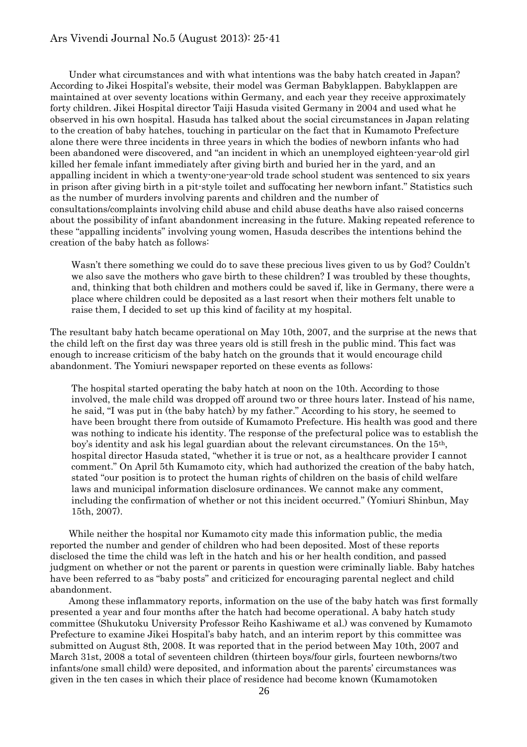Under what circumstances and with what intentions was the baby hatch created in Japan? According to Jikei Hospital's website, their model was German Babyklappen. Babyklappen are maintained at over seventy locations within Germany, and each year they receive approximately forty children. Jikei Hospital director Taiji Hasuda visited Germany in 2004 and used what he observed in his own hospital. Hasuda has talked about the social circumstances in Japan relating to the creation of baby hatches, touching in particular on the fact that in Kumamoto Prefecture alone there were three incidents in three years in which the bodies of newborn infants who had been abandoned were discovered, and "an incident in which an unemployed eighteen-year-old girl killed her female infant immediately after giving birth and buried her in the yard, and an appalling incident in which a twenty-one-year-old trade school student was sentenced to six years in prison after giving birth in a pit-style toilet and suffocating her newborn infant." Statistics such as the number of murders involving parents and children and the number of consultations/complaints involving child abuse and child abuse deaths have also raised concerns about the possibility of infant abandonment increasing in the future. Making repeated reference to these "appalling incidents" involving young women, Hasuda describes the intentions behind the creation of the baby hatch as follows:

> Wasn't there something we could do to save these precious lives given to us by God? Couldn't we also save the mothers who gave birth to these children? I was troubled by these thoughts, and, thinking that both children and mothers could be saved if, like in Germany, there were a place where children could be deposited as a last resort when their mothers felt unable to raise them, I decided to set up this kind of facility at my hospital.

The resultant baby hatch became operational on May 10th, 2007, and the surprise at the news that the child left on the first day was three years old is still fresh in the public mind. This fact was enough to increase criticism of the baby hatch on the grounds that it would encourage child abandonment. The Yomiuri newspaper reported on these events as follows:

> The hospital started operating the baby hatch at noon on the 10th. According to those involved, the male child was dropped off around two or three hours later. Instead of his name, he said, "I was put in (the baby hatch) by my father." According to his story, he seemed to have been brought there from outside of Kumamoto Prefecture. His health was good and there was nothing to indicate his identity. The response of the prefectural police was to establish the boy's identity and ask his legal guardian about the relevant circumstances. On the 15th, hospital director Hasuda stated, "whether it is true or not, as a healthcare provider I cannot comment." On April 5th Kumamoto city, which had authorized the creation of the baby hatch, stated "our position is to protect the human rights of children on the basis of child welfare laws and municipal information disclosure ordinances. We cannot make any comment, including the confirmation of whether or not this incident occurred." (Yomiuri Shinbun, May 15th, 2007).

While neither the hospital nor Kumamoto city made this information public, the media reported the number and gender of children who had been deposited. Most of these reports disclosed the time the child was left in the hatch and his or her health condition, and passed judgment on whether or not the parent or parents in question were criminally liable. Baby hatches have been referred to as "baby posts" and criticized for encouraging parental neglect and child abandonment.

Among these inflammatory reports, information on the use of the baby hatch was first formally presented a year and four months after the hatch had become operational. A baby hatch study committee (Shukutoku University Professor Reiho Kashiwame et al.) was convened by Kumamoto Prefecture to examine Jikei Hospital's baby hatch, and an interim report by this committee was submitted on August 8th, 2008. It was reported that in the period between May 10th, 2007 and March 31st, 2008 a total of seventeen children (thirteen boys/four girls, fourteen newborns/two infants/one small child) were deposited, and information about the parents' circumstances was given in the ten cases in which their place of residence had become known (Kumamotoken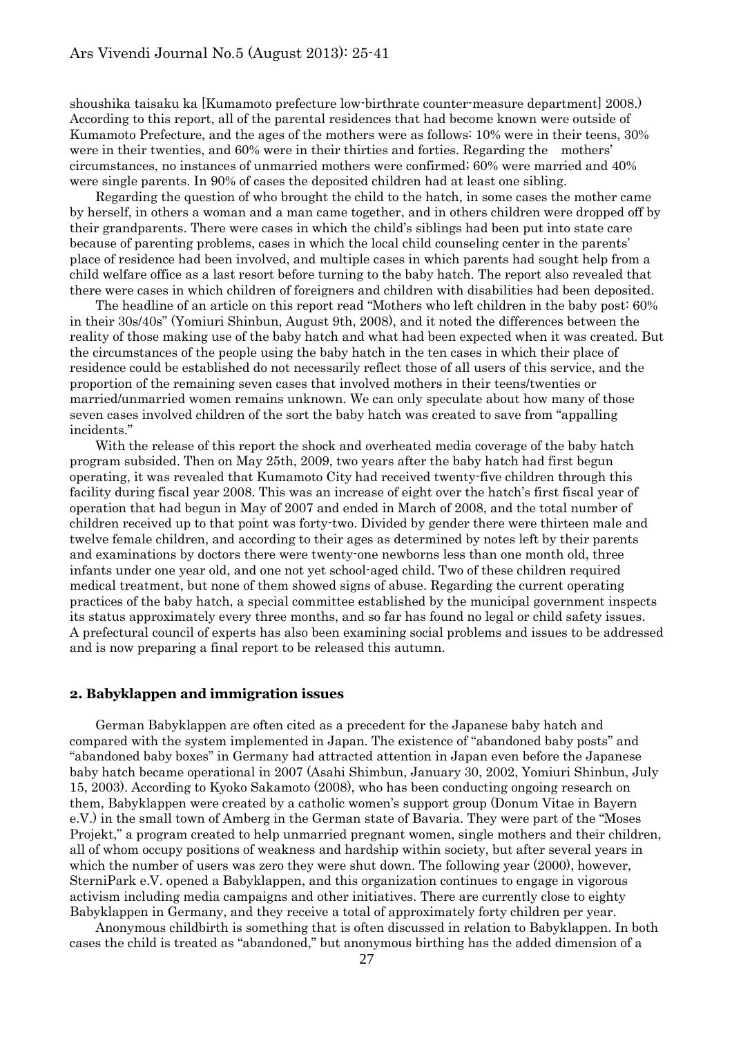shoushika taisaku ka [Kumamoto prefecture low-birthrate counter-measure department] 2008.) According to this report, all of the parental residences that had become known were outside of Kumamoto Prefecture, and the ages of the mothers were as follows: 10% were in their teens, 30% were in their twenties, and 60% were in their thirties and forties. Regarding the mothers' circumstances, no instances of unmarried mothers were confirmed; 60% were married and 40% were single parents. In 90% of cases the deposited children had at least one sibling.

Regarding the question of who brought the child to the hatch, in some cases the mother came by herself, in others a woman and a man came together, and in others children were dropped off by their grandparents. There were cases in which the child's siblings had been put into state care because of parenting problems, cases in which the local child counseling center in the parents' place of residence had been involved, and multiple cases in which parents had sought help from a child welfare office as a last resort before turning to the baby hatch. The report also revealed that there were cases in which children of foreigners and children with disabilities had been deposited.

The headline of an article on this report read "Mothers who left children in the baby post: 60% in their 30s/40s" (Yomiuri Shinbun, August 9th, 2008), and it noted the differences between the reality of those making use of the baby hatch and what had been expected when it was created. But the circumstances of the people using the baby hatch in the ten cases in which their place of residence could be established do not necessarily reflect those of all users of this service, and the proportion of the remaining seven cases that involved mothers in their teens/twenties or married/unmarried women remains unknown. We can only speculate about how many of those seven cases involved children of the sort the baby hatch was created to save from "appalling incidents."

With the release of this report the shock and overheated media coverage of the baby hatch program subsided. Then on May 25th, 2009, two years after the baby hatch had first begun operating, it was revealed that Kumamoto City had received twenty-five children through this facility during fiscal year 2008. This was an increase of eight over the hatch's first fiscal year of operation that had begun in May of 2007 and ended in March of 2008, and the total number of children received up to that point was forty-two. Divided by gender there were thirteen male and twelve female children, and according to their ages as determined by notes left by their parents and examinations by doctors there were twenty-one newborns less than one month old, three infants under one year old, and one not yet school-aged child. Two of these children required medical treatment, but none of them showed signs of abuse. Regarding the current operating practices of the baby hatch, a special committee established by the municipal government inspects its status approximately every three months, and so far has found no legal or child safety issues. A prefectural council of experts has also been examining social problems and issues to be addressed and is now preparing a final report to be released this autumn.

## 2. Babyklappen and immigration issues

German Babyklappen are often cited as a precedent for the Japanese baby hatch and compared with the system implemented in Japan. The existence of "abandoned baby posts" and "abandoned baby boxes" in Germany had attracted attention in Japan even before the Japanese baby hatch became operational in 2007 (Asahi Shimbun, January 30, 2002, Yomiuri Shinbun, July 15, 2003). According to Kyoko Sakamoto (2008), who has been conducting ongoing research on them, Babyklappen were created by a catholic women's support group (Donum Vitae in Bayern e.V.) in the small town of Amberg in the German state of Bavaria. They were part of the "Moses Projekt," a program created to help unmarried pregnant women, single mothers and their children, all of whom occupy positions of weakness and hardship within society, but after several years in which the number of users was zero they were shut down. The following year (2000), however, SterniPark e.V. opened a Babyklappen, and this organization continues to engage in vigorous activism including media campaigns and other initiatives. There are currently close to eighty Babyklappen in Germany, and they receive a total of approximately forty children per year.

Anonymous childbirth is something that is often discussed in relation to Babyklappen. In both cases the child is treated as "abandoned," but anonymous birthing has the added dimension of a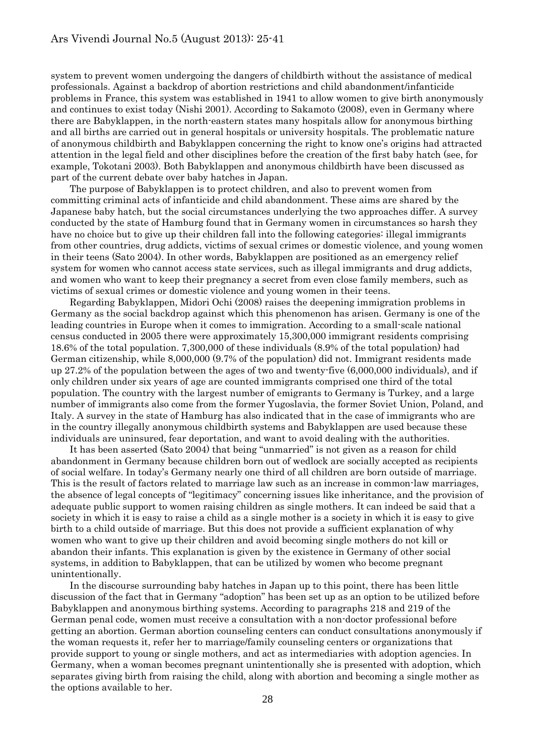system to prevent women undergoing the dangers of childbirth without the assistance of medical professionals. Against a backdrop of abortion restrictions and child abandonment/infanticide problems in France, this system was established in 1941 to allow women to give birth anonymously and continues to exist today (Nishi 2001). According to Sakamoto (2008), even in Germany where there are Babyklappen, in the north-eastern states many hospitals allow for anonymous birthing and all births are carried out in general hospitals or university hospitals. The problematic nature of anonymous childbirth and Babyklappen concerning the right to know one's origins had attracted attention in the legal field and other disciplines before the creation of the first baby hatch (see, for example, Tokotani 2003). Both Babyklappen and anonymous childbirth have been discussed as part of the current debate over baby hatches in Japan.

The purpose of Babyklappen is to protect children, and also to prevent women from committing criminal acts of infanticide and child abandonment. These aims are shared by the Japanese baby hatch, but the social circumstances underlying the two approaches differ. A survey conducted by the state of Hamburg found that in Germany women in circumstances so harsh they have no choice but to give up their children fall into the following categories: illegal immigrants from other countries, drug addicts, victims of sexual crimes or domestic violence, and young women in their teens (Sato 2004). In other words, Babyklappen are positioned as an emergency relief system for women who cannot access state services, such as illegal immigrants and drug addicts, and women who want to keep their pregnancy a secret from even close family members, such as victims of sexual crimes or domestic violence and young women in their teens.

Regarding Babyklappen, Midori Ochi (2008) raises the deepening immigration problems in Germany as the social backdrop against which this phenomenon has arisen. Germany is one of the leading countries in Europe when it comes to immigration. According to a small-scale national census conducted in 2005 there were approximately 15,300,000 immigrant residents comprising 18.6% of the total population. 7,300,000 of these individuals (8.9% of the total population) had German citizenship, while 8,000,000 (9.7% of the population) did not. Immigrant residents made up 27.2% of the population between the ages of two and twenty-five (6,000,000 individuals), and if only children under six years of age are counted immigrants comprised one third of the total population. The country with the largest number of emigrants to Germany is Turkey, and a large number of immigrants also come from the former Yugoslavia, the former Soviet Union, Poland, and Italy. A survey in the state of Hamburg has also indicated that in the case of immigrants who are in the country illegally anonymous childbirth systems and Babyklappen are used because these individuals are uninsured, fear deportation, and want to avoid dealing with the authorities.

It has been asserted (Sato 2004) that being "unmarried" is not given as a reason for child abandonment in Germany because children born out of wedlock are socially accepted as recipients of social welfare. In today's Germany nearly one third of all children are born outside of marriage. This is the result of factors related to marriage law such as an increase in common-law marriages, the absence of legal concepts of "legitimacy" concerning issues like inheritance, and the provision of adequate public support to women raising children as single mothers. It can indeed be said that a society in which it is easy to raise a child as a single mother is a society in which it is easy to give birth to a child outside of marriage. But this does not provide a sufficient explanation of why women who want to give up their children and avoid becoming single mothers do not kill or abandon their infants. This explanation is given by the existence in Germany of other social systems, in addition to Babyklappen, that can be utilized by women who become pregnant unintentionally.

In the discourse surrounding baby hatches in Japan up to this point, there has been little discussion of the fact that in Germany "adoption" has been set up as an option to be utilized before Babyklappen and anonymous birthing systems. According to paragraphs 218 and 219 of the German penal code, women must receive a consultation with a non-doctor professional before getting an abortion. German abortion counseling centers can conduct consultations anonymously if the woman requests it, refer her to marriage/family counseling centers or organizations that provide support to young or single mothers, and act as intermediaries with adoption agencies. In Germany, when a woman becomes pregnant unintentionally she is presented with adoption, which separates giving birth from raising the child, along with abortion and becoming a single mother as the options available to her.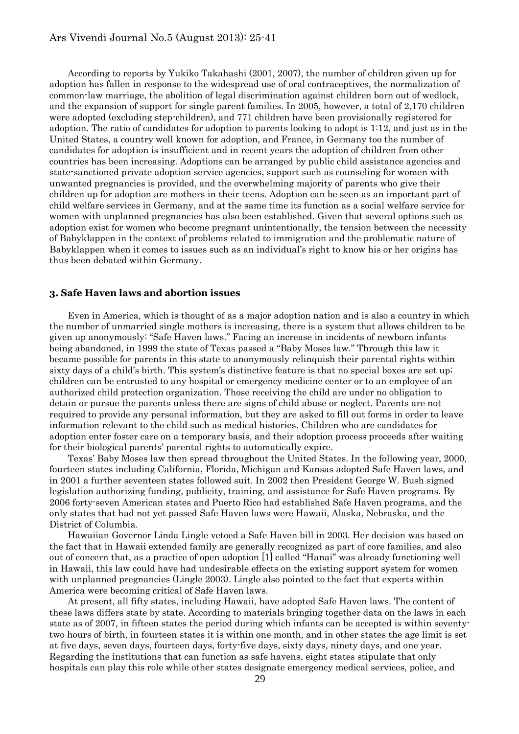According to reports by Yukiko Takahashi (2001, 2007), the number of children given up for adoption has fallen in response to the widespread use of oral contraceptives, the normalization of common-law marriage, the abolition of legal discrimination against children born out of wedlock, and the expansion of support for single parent families. In 2005, however, a total of 2,170 children were adopted (excluding step-children), and 771 children have been provisionally registered for adoption. The ratio of candidates for adoption to parents looking to adopt is 1:12, and just as in the United States, a country well known for adoption, and France, in Germany too the number of candidates for adoption is insufficient and in recent years the adoption of children from other countries has been increasing. Adoptions can be arranged by public child assistance agencies and state-sanctioned private adoption service agencies, support such as counseling for women with unwanted pregnancies is provided, and the overwhelming majority of parents who give their children up for adoption are mothers in their teens. Adoption can be seen as an important part of child welfare services in Germany, and at the same time its function as a social welfare service for women with unplanned pregnancies has also been established. Given that several options such as adoption exist for women who become pregnant unintentionally, the tension between the necessity of Babyklappen in the context of problems related to immigration and the problematic nature of Babyklappen when it comes to issues such as an individual's right to know his or her origins has thus been debated within Germany.

### 3. Safe Haven laws and abortion issues

Even in America, which is thought of as a major adoption nation and is also a country in which the number of unmarried single mothers is increasing, there is a system that allows children to be given up anonymously: "Safe Haven laws." Facing an increase in incidents of newborn infants being abandoned, in 1999 the state of Texas passed a "Baby Moses law." Through this law it became possible for parents in this state to anonymously relinquish their parental rights within sixty days of a child's birth. This system's distinctive feature is that no special boxes are set up; children can be entrusted to any hospital or emergency medicine center or to an employee of an authorized child protection organization. Those receiving the child are under no obligation to detain or pursue the parents unless there are signs of child abuse or neglect. Parents are not required to provide any personal information, but they are asked to fill out forms in order to leave information relevant to the child such as medical histories. Children who are candidates for adoption enter foster care on a temporary basis, and their adoption process proceeds after waiting for their biological parents' parental rights to automatically expire.

Texas' Baby Moses law then spread throughout the United States. In the following year, 2000, fourteen states including California, Florida, Michigan and Kansas adopted Safe Haven laws, and in 2001 a further seventeen states followed suit. In 2002 then President George W. Bush signed legislation authorizing funding, publicity, training, and assistance for Safe Haven programs. By 2006 forty-seven American states and Puerto Rico had established Safe Haven programs, and the only states that had not yet passed Safe Haven laws were Hawaii, Alaska, Nebraska, and the District of Columbia.

Hawaiian Governor Linda Lingle vetoed a Safe Haven bill in 2003. Her decision was based on the fact that in Hawaii extended family are generally recognized as part of core families, and also out of concern that, as a practice of open adoption [1] called "Hanai" was already functioning well in Hawaii, this law could have had undesirable effects on the existing support system for women with unplanned pregnancies (Lingle 2003). Lingle also pointed to the fact that experts within America were becoming critical of Safe Haven laws.

At present, all fifty states, including Hawaii, have adopted Safe Haven laws. The content of these laws differs state by state. According to materials bringing together data on the laws in each state as of 2007, in fifteen states the period during which infants can be accepted is within seventy-two hours of birth, in fourteen states it is within one month, and in other states the age limit is set at five days, seven days, fourteen days, forty-five days, sixty days, ninety days, and one year. Regarding the institutions that can function as safe havens, eight states stipulate that only hospitals can play this role while other states designate emergency medical services, police, and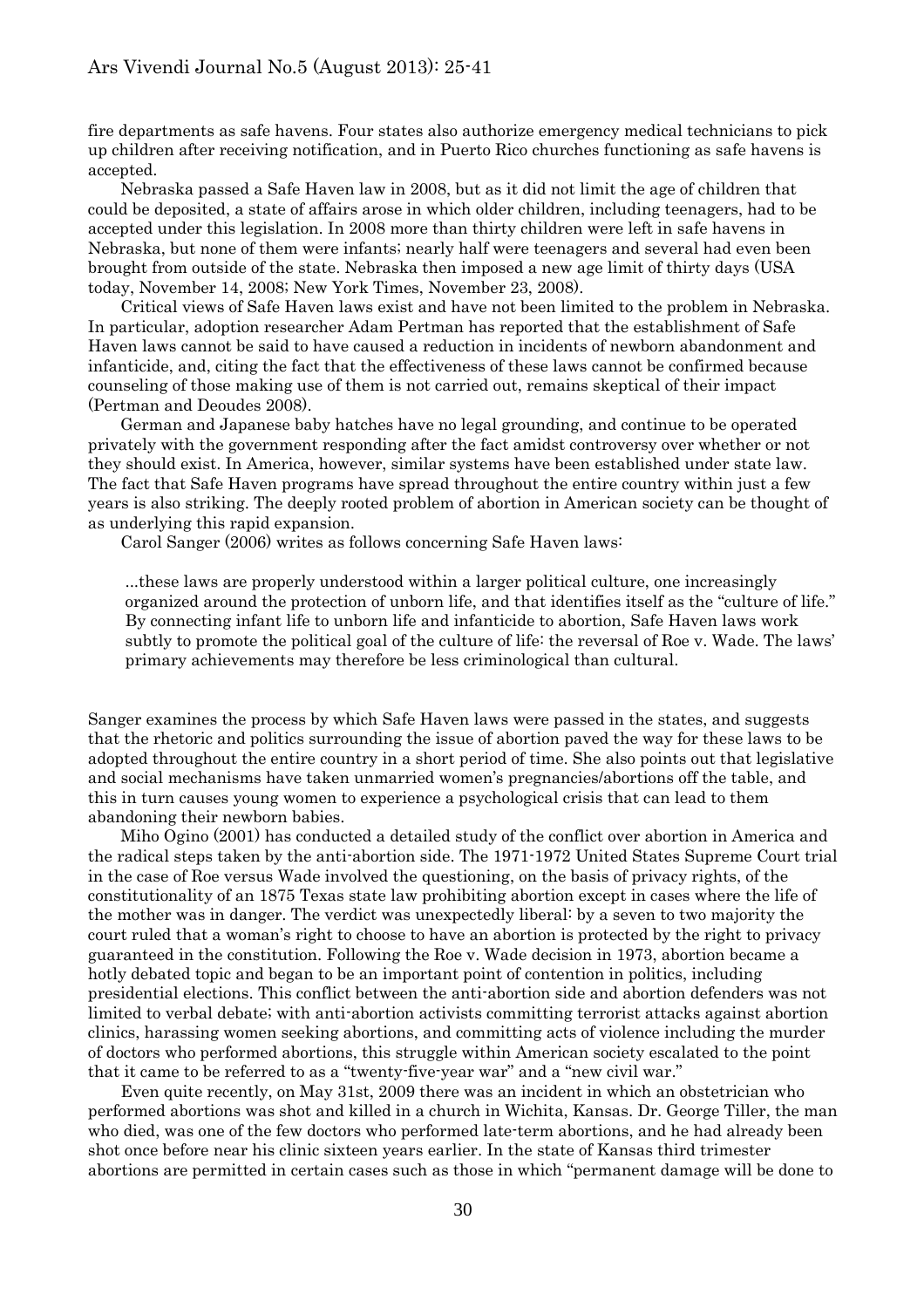fire departments as safe havens. Four states also authorize emergency medical technicians to pick up children after receiving notification, and in Puerto Rico churches functioning as safe havens is accepted.

Nebraska passed a Safe Haven law in 2008, but as it did not limit the age of children that could be deposited, a state of affairs arose in which older children, including teenagers, had to be accepted under this legislation. In 2008 more than thirty children were left in safe havens in Nebraska, but none of them were infants; nearly half were teenagers and several had even been brought from outside of the state. Nebraska then imposed a new age limit of thirty days (USA today, November 14, 2008; New York Times, November 23, 2008).

Critical views of Safe Haven laws exist and have not been limited to the problem in Nebraska. In particular, adoption researcher Adam Pertman has reported that the establishment of Safe Haven laws cannot be said to have caused a reduction in incidents of newborn abandonment and infanticide, and, citing the fact that the effectiveness of these laws cannot be confirmed because counseling of those making use of them is not carried out, remains skeptical of their impact (Pertman and Deoudes 2008).

German and Japanese baby hatches have no legal grounding, and continue to be operated privately with the government responding after the fact amidst controversy over whether or not they should exist. In America, however, similar systems have been established under state law. The fact that Safe Haven programs have spread throughout the entire country within just a few years is also striking. The deeply rooted problem of abortion in American society can be thought of as underlying this rapid expansion.

Carol Sanger (2006) writes as follows concerning Safe Haven laws:

> ...these laws are properly understood within a larger political culture, one increasingly organized around the protection of unborn life, and that identifies itself as the "culture of life." By connecting infant life to unborn life and infanticide to abortion, Safe Haven laws work subtly to promote the political goal of the culture of life: the reversal of Roe v. Wade. The laws' primary achievements may therefore be less criminological than cultural.

Sanger examines the process by which Safe Haven laws were passed in the states, and suggests that the rhetoric and politics surrounding the issue of abortion paved the way for these laws to be adopted throughout the entire country in a short period of time. She also points out that legislative and social mechanisms have taken unmarried women's pregnancies/abortions off the table, and this in turn causes young women to experience a psychological crisis that can lead to them abandoning their newborn babies.

Miho Ogino (2001) has conducted a detailed study of the conflict over abortion in America and the radical steps taken by the anti-abortion side. The 1971-1972 United States Supreme Court trial in the case of Roe versus Wade involved the questioning, on the basis of privacy rights, of the constitutionality of an 1875 Texas state law prohibiting abortion except in cases where the life of the mother was in danger. The verdict was unexpectedly liberal: by a seven to two majority the court ruled that a woman's right to choose to have an abortion is protected by the right to privacy guaranteed in the constitution. Following the Roe v. Wade decision in 1973, abortion became a hotly debated topic and began to be an important point of contention in politics, including presidential elections. This conflict between the anti-abortion side and abortion defenders was not limited to verbal debate; with anti-abortion activists committing terrorist attacks against abortion clinics, harassing women seeking abortions, and committing acts of violence including the murder of doctors who performed abortions, this struggle within American society escalated to the point that it came to be referred to as a "twenty-five-year war" and a "new civil war."

Even quite recently, on May 31st, 2009 there was an incident in which an obstetrician who performed abortions was shot and killed in a church in Wichita, Kansas. Dr. George Tiller, the man who died, was one of the few doctors who performed late-term abortions, and he had already been shot once before near his clinic sixteen years earlier. In the state of Kansas third trimester abortions are permitted in certain cases such as those in which "permanent damage will be done to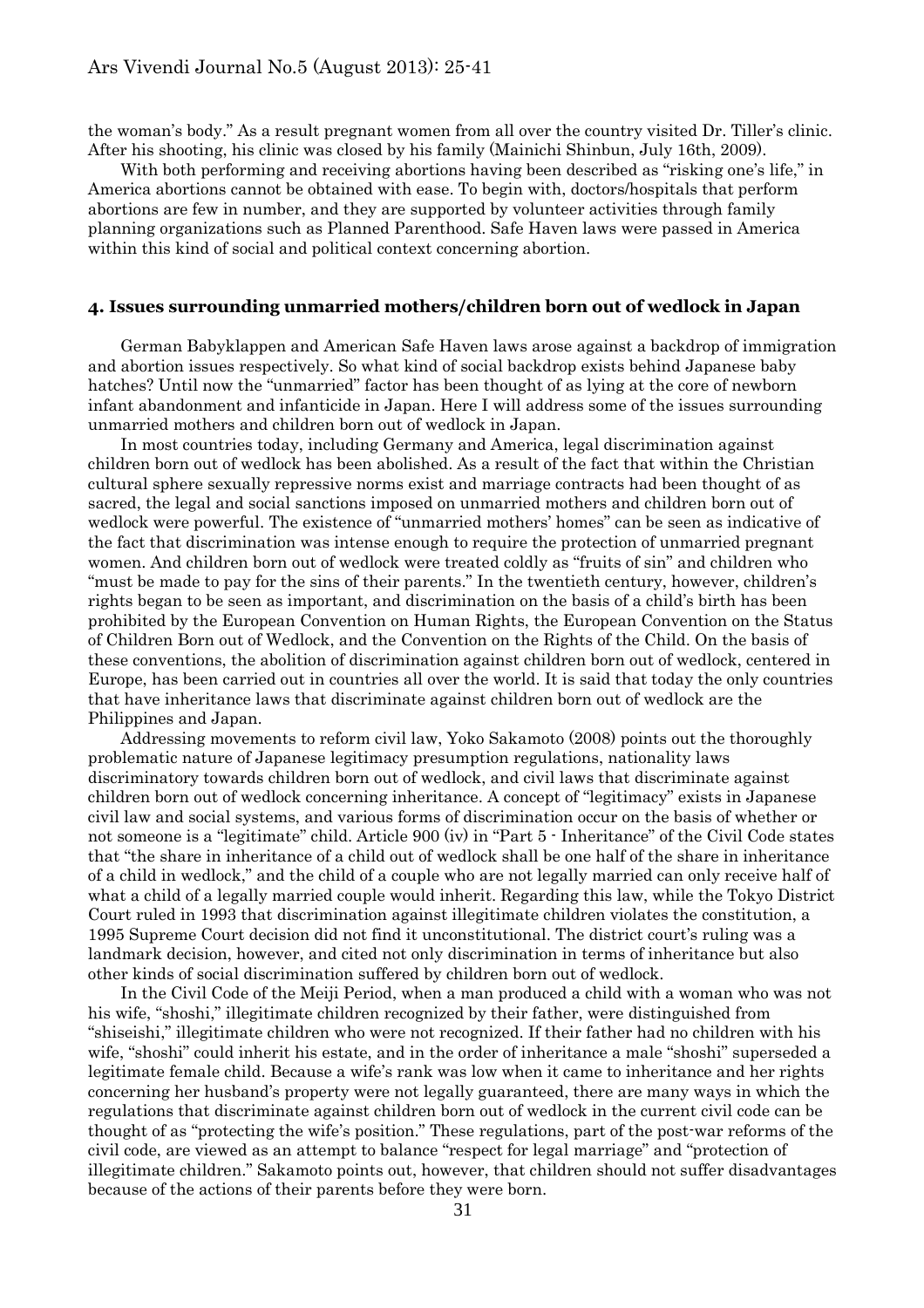the woman's body." As a result pregnant women from all over the country visited Dr. Tiller's clinic. After his shooting, his clinic was closed by his family (Mainichi Shinbun, July 16th, 2009).

With both performing and receiving abortions having been described as "risking one's life," in America abortions cannot be obtained with ease. To begin with, doctors/hospitals that perform abortions are few in number, and they are supported by volunteer activities through family planning organizations such as Planned Parenthood. Safe Haven laws were passed in America within this kind of social and political context concerning abortion.

## 4. Issues surrounding unmarried mothers/children born out of wedlock in Japan

German Babyklappen and American Safe Haven laws arose against a backdrop of immigration and abortion issues respectively. So what kind of social backdrop exists behind Japanese baby hatches? Until now the "unmarried" factor has been thought of as lying at the core of newborn infant abandonment and infanticide in Japan. Here I will address some of the issues surrounding unmarried mothers and children born out of wedlock in Japan.

In most countries today, including Germany and America, legal discrimination against children born out of wedlock has been abolished. As a result of the fact that within the Christian cultural sphere sexually repressive norms exist and marriage contracts had been thought of as sacred, the legal and social sanctions imposed on unmarried mothers and children born out of wedlock were powerful. The existence of "unmarried mothers' homes" can be seen as indicative of the fact that discrimination was intense enough to require the protection of unmarried pregnant women. And children born out of wedlock were treated coldly as "fruits of sin" and children who "must be made to pay for the sins of their parents." In the twentieth century, however, children's rights began to be seen as important, and discrimination on the basis of a child's birth has been prohibited by the European Convention on Human Rights, the European Convention on the Status of Children Born out of Wedlock, and the Convention on the Rights of the Child. On the basis of these conventions, the abolition of discrimination against children born out of wedlock, centered in Europe, has been carried out in countries all over the world. It is said that today the only countries that have inheritance laws that discriminate against children born out of wedlock are the Philippines and Japan.

Addressing movements to reform civil law, Yoko Sakamoto (2008) points out the thoroughly problematic nature of Japanese legitimacy presumption regulations, nationality laws discriminatory towards children born out of wedlock, and civil laws that discriminate against children born out of wedlock concerning inheritance. A concept of "legitimacy" exists in Japanese civil law and social systems, and various forms of discrimination occur on the basis of whether or not someone is a "legitimate" child. Article 900 (iv) in "Part 5 - Inheritance" of the Civil Code states that "the share in inheritance of a child out of wedlock shall be one half of the share in inheritance of a child in wedlock," and the child of a couple who are not legally married can only receive half of what a child of a legally married couple would inherit. Regarding this law, while the Tokyo District Court ruled in 1993 that discrimination against illegitimate children violates the constitution, a 1995 Supreme Court decision did not find it unconstitutional. The district court's ruling was a landmark decision, however, and cited not only discrimination in terms of inheritance but also other kinds of social discrimination suffered by children born out of wedlock.

In the Civil Code of the Meiji Period, when a man produced a child with a woman who was not his wife, "shoshi," illegitimate children recognized by their father, were distinguished from "shiseishi," illegitimate children who were not recognized. If their father had no children with his wife, "shoshi" could inherit his estate, and in the order of inheritance a male "shoshi" superseded a legitimate female child. Because a wife's rank was low when it came to inheritance and her rights concerning her husband's property were not legally guaranteed, there are many ways in which the regulations that discriminate against children born out of wedlock in the current civil code can be thought of as "protecting the wife's position." These regulations, part of the post-war reforms of the civil code, are viewed as an attempt to balance "respect for legal marriage" and "protection of illegitimate children." Sakamoto points out, however, that children should not suffer disadvantages because of the actions of their parents before they were born.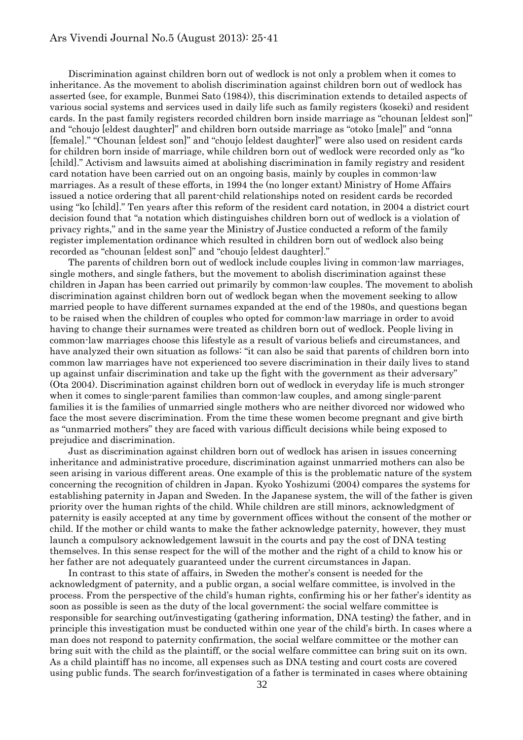Discrimination against children born out of wedlock is not only a problem when it comes to inheritance. As the movement to abolish discrimination against children born out of wedlock has asserted (see, for example, Bunmei Sato (1984)), this discrimination extends to detailed aspects of various social systems and services used in daily life such as family registers (koseki) and resident cards. In the past family registers recorded children born inside marriage as "chounan [eldest son]" and "choujo [eldest daughter]" and children born outside marriage as "otoko [male]" and "onna [female]." "Chounan [eldest son]" and "choujo [eldest daughter]" were also used on resident cards for children born inside of marriage, while children born out of wedlock were recorded only as "ko [child]." Activism and lawsuits aimed at abolishing discrimination in family registry and resident card notation have been carried out on an ongoing basis, mainly by couples in common-law marriages. As a result of these efforts, in 1994 the (no longer extant) Ministry of Home Affairs issued a notice ordering that all parent-child relationships noted on resident cards be recorded using "ko [child]." Ten years after this reform of the resident card notation, in 2004 a district court decision found that "a notation which distinguishes children born out of wedlock is a violation of privacy rights," and in the same year the Ministry of Justice conducted a reform of the family register implementation ordinance which resulted in children born out of wedlock also being recorded as "chounan [eldest son]" and "choujo [eldest daughter]."

The parents of children born out of wedlock include couples living in common-law marriages, single mothers, and single fathers, but the movement to abolish discrimination against these children in Japan has been carried out primarily by common-law couples. The movement to abolish discrimination against children born out of wedlock began when the movement seeking to allow married people to have different surnames expanded at the end of the 1980s, and questions began to be raised when the children of couples who opted for common-law marriage in order to avoid having to change their surnames were treated as children born out of wedlock. People living in common-law marriages choose this lifestyle as a result of various beliefs and circumstances, and have analyzed their own situation as follows: "it can also be said that parents of children born into common law marriages have not experienced too severe discrimination in their daily lives to stand up against unfair discrimination and take up the fight with the government as their adversary" (Ota 2004). Discrimination against children born out of wedlock in everyday life is much stronger when it comes to single-parent families than common-law couples, and among single-parent families it is the families of unmarried single mothers who are neither divorced nor widowed who face the most severe discrimination. From the time these women become pregnant and give birth as "unmarried mothers" they are faced with various difficult decisions while being exposed to prejudice and discrimination.

Just as discrimination against children born out of wedlock has arisen in issues concerning inheritance and administrative procedure, discrimination against unmarried mothers can also be seen arising in various different areas. One example of this is the problematic nature of the system concerning the recognition of children in Japan. Kyoko Yoshizumi (2004) compares the systems for establishing paternity in Japan and Sweden. In the Japanese system, the will of the father is given priority over the human rights of the child. While children are still minors, acknowledgment of paternity is easily accepted at any time by government offices without the consent of the mother or child. If the mother or child wants to make the father acknowledge paternity, however, they must launch a compulsory acknowledgement lawsuit in the courts and pay the cost of DNA testing themselves. In this sense respect for the will of the mother and the right of a child to know his or her father are not adequately guaranteed under the current circumstances in Japan.

In contrast to this state of affairs, in Sweden the mother's consent is needed for the acknowledgment of paternity, and a public organ, a social welfare committee, is involved in the process. From the perspective of the child's human rights, confirming his or her father's identity as soon as possible is seen as the duty of the local government; the social welfare committee is responsible for searching out/investigating (gathering information, DNA testing) the father, and in principle this investigation must be conducted within one year of the child's birth. In cases where a man does not respond to paternity confirmation, the social welfare committee or the mother can bring suit with the child as the plaintiff, or the social welfare committee can bring suit on its own. As a child plaintiff has no income, all expenses such as DNA testing and court costs are covered using public funds. The search for/investigation of a father is terminated in cases where obtaining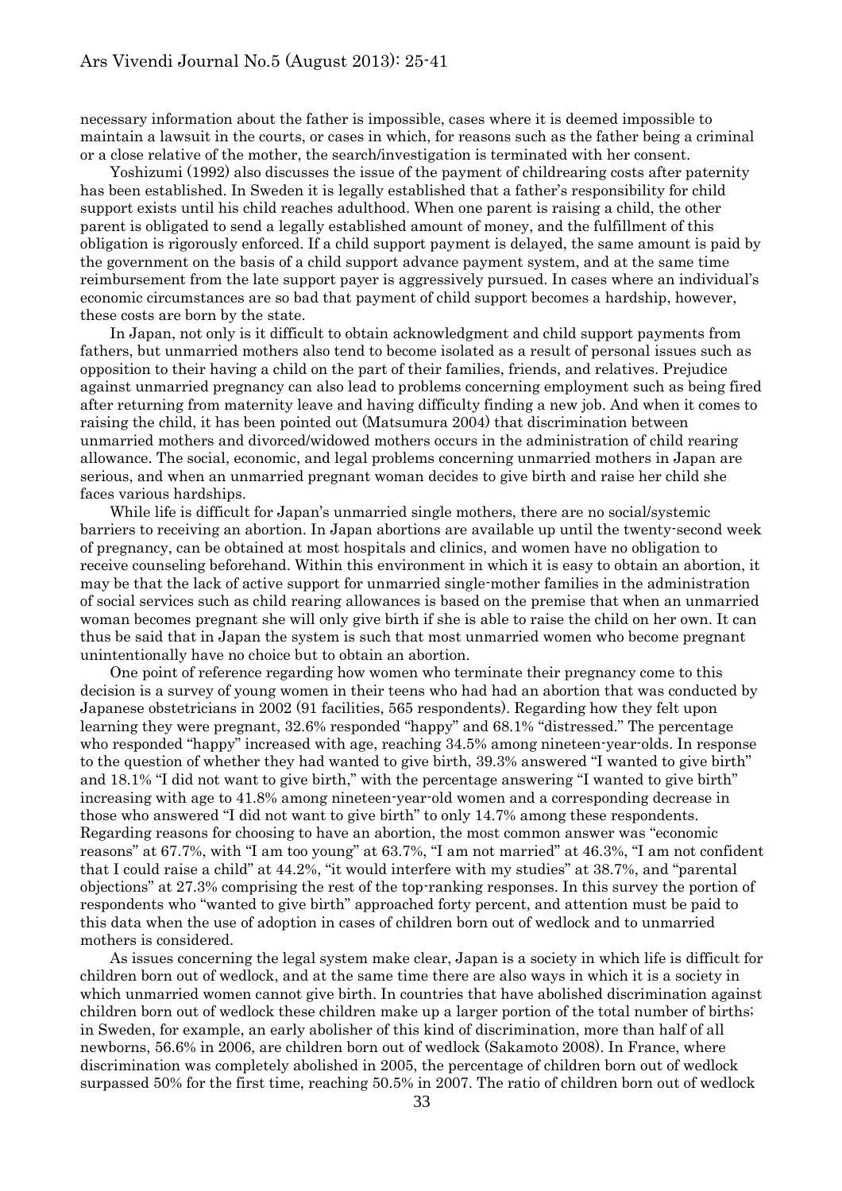necessary information about the father is impossible, cases where it is deemed impossible to maintain a lawsuit in the courts, or cases in which, for reasons such as the father being a criminal or a close relative of the mother, the search/investigation is terminated with her consent.

Yoshizumi (1992) also discusses the issue of the payment of childrearing costs after paternity has been established. In Sweden it is legally established that a father's responsibility for child support exists until his child reaches adulthood. When one parent is raising a child, the other parent is obligated to send a legally established amount of money, and the fulfillment of this obligation is rigorously enforced. If a child support payment is delayed, the same amount is paid by the government on the basis of a child support advance payment system, and at the same time reimbursement from the late support payer is aggressively pursued. In cases where an individual's economic circumstances are so bad that payment of child support becomes a hardship, however, these costs are born by the state.

In Japan, not only is it difficult to obtain acknowledgment and child support payments from fathers, but unmarried mothers also tend to become isolated as a result of personal issues such as opposition to their having a child on the part of their families, friends, and relatives. Prejudice against unmarried pregnancy can also lead to problems concerning employment such as being fired after returning from maternity leave and having difficulty finding a new job. And when it comes to raising the child, it has been pointed out (Matsumura 2004) that discrimination between unmarried mothers and divorced/widowed mothers occurs in the administration of child rearing allowance. The social, economic, and legal problems concerning unmarried mothers in Japan are serious, and when an unmarried pregnant woman decides to give birth and raise her child she faces various hardships.

While life is difficult for Japan's unmarried single mothers, there are no social/systemic barriers to receiving an abortion. In Japan abortions are available up until the twenty-second week of pregnancy, can be obtained at most hospitals and clinics, and women have no obligation to receive counseling beforehand. Within this environment in which it is easy to obtain an abortion, it may be that the lack of active support for unmarried single-mother families in the administration of social services such as child rearing allowances is based on the premise that when an unmarried woman becomes pregnant she will only give birth if she is able to raise the child on her own. It can thus be said that in Japan the system is such that most unmarried women who become pregnant unintentionally have no choice but to obtain an abortion.

One point of reference regarding how women who terminate their pregnancy come to this decision is a survey of young women in their teens who had had an abortion that was conducted by Japanese obstetricians in 2002 (91 facilities, 565 respondents). Regarding how they felt upon learning they were pregnant, 32.6% responded "happy" and 68.1% "distressed." The percentage who responded "happy" increased with age, reaching 34.5% among nineteen-year-olds. In response to the question of whether they had wanted to give birth, 39.3% answered "I wanted to give birth" and 18.1% "I did not want to give birth," with the percentage answering "I wanted to give birth" increasing with age to 41.8% among nineteen-year-old women and a corresponding decrease in those who answered "I did not want to give birth" to only 14.7% among these respondents. Regarding reasons for choosing to have an abortion, the most common answer was "economic reasons" at 67.7%, with "I am too young" at 63.7%, "I am not married" at 46.3%, "I am not confident that I could raise a child" at 44.2%, "it would interfere with my studies" at 38.7%, and "parental objections" at 27.3% comprising the rest of the top-ranking responses. In this survey the portion of respondents who "wanted to give birth" approached forty percent, and attention must be paid to this data when the use of adoption in cases of children born out of wedlock and to unmarried mothers is considered.

As issues concerning the legal system make clear, Japan is a society in which life is difficult for children born out of wedlock, and at the same time there are also ways in which it is a society in which unmarried women cannot give birth. In countries that have abolished discrimination against children born out of wedlock these children make up a larger portion of the total number of births; in Sweden, for example, an early abolisher of this kind of discrimination, more than half of all newborns, 56.6% in 2006, are children born out of wedlock (Sakamoto 2008). In France, where discrimination was completely abolished in 2005, the percentage of children born out of wedlock surpassed 50% for the first time, reaching 50.5% in 2007. The ratio of children born out of wedlock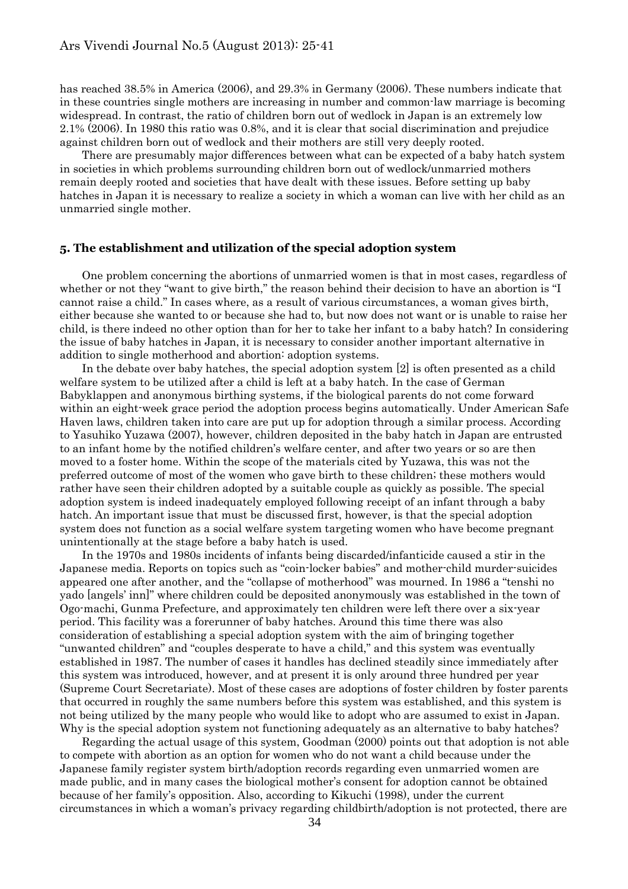has reached 38.5% in America (2006), and 29.3% in Germany (2006). These numbers indicate that in these countries single mothers are increasing in number and common-law marriage is becoming widespread. In contrast, the ratio of children born out of wedlock in Japan is an extremely low 2.1% (2006). In 1980 this ratio was 0.8%, and it is clear that social discrimination and prejudice against children born out of wedlock and their mothers are still very deeply rooted.

There are presumably major differences between what can be expected of a baby hatch system in societies in which problems surrounding children born out of wedlock/unmarried mothers remain deeply rooted and societies that have dealt with these issues. Before setting up baby hatches in Japan it is necessary to realize a society in which a woman can live with her child as an unmarried single mother.

## 5. The establishment and utilization of the special adoption system

One problem concerning the abortions of unmarried women is that in most cases, regardless of whether or not they "want to give birth," the reason behind their decision to have an abortion is "I cannot raise a child." In cases where, as a result of various circumstances, a woman gives birth, either because she wanted to or because she had to, but now does not want or is unable to raise her child, is there indeed no other option than for her to take her infant to a baby hatch? In considering the issue of baby hatches in Japan, it is necessary to consider another important alternative in addition to single motherhood and abortion: adoption systems.

In the debate over baby hatches, the special adoption system [2] is often presented as a child welfare system to be utilized after a child is left at a baby hatch. In the case of German Babyklappen and anonymous birthing systems, if the biological parents do not come forward within an eight-week grace period the adoption process begins automatically. Under American Safe Haven laws, children taken into care are put up for adoption through a similar process. According to Yasuhiko Yuzawa (2007), however, children deposited in the baby hatch in Japan are entrusted to an infant home by the notified children's welfare center, and after two years or so are then moved to a foster home. Within the scope of the materials cited by Yuzawa, this was not the preferred outcome of most of the women who gave birth to these children; these mothers would rather have seen their children adopted by a suitable couple as quickly as possible. The special adoption system is indeed inadequately employed following receipt of an infant through a baby hatch. An important issue that must be discussed first, however, is that the special adoption system does not function as a social welfare system targeting women who have become pregnant unintentionally at the stage before a baby hatch is used.

In the 1970s and 1980s incidents of infants being discarded/infanticide caused a stir in the Japanese media. Reports on topics such as "coin-locker babies" and mother-child murder-suicides appeared one after another, and the "collapse of motherhood" was mourned. In 1986 a "tenshi no yado [angels' inn]" where children could be deposited anonymously was established in the town of Ogo-machi, Gunma Prefecture, and approximately ten children were left there over a six-year period. This facility was a forerunner of baby hatches. Around this time there was also consideration of establishing a special adoption system with the aim of bringing together "unwanted children" and "couples desperate to have a child," and this system was eventually established in 1987. The number of cases it handles has declined steadily since immediately after this system was introduced, however, and at present it is only around three hundred per year (Supreme Court Secretariate). Most of these cases are adoptions of foster children by foster parents that occurred in roughly the same numbers before this system was established, and this system is not being utilized by the many people who would like to adopt who are assumed to exist in Japan. Why is the special adoption system not functioning adequately as an alternative to baby hatches?

Regarding the actual usage of this system, Goodman (2000) points out that adoption is not able to compete with abortion as an option for women who do not want a child because under the Japanese family register system birth/adoption records regarding even unmarried women are made public, and in many cases the biological mother's consent for adoption cannot be obtained because of her family's opposition. Also, according to Kikuchi (1998), under the current circumstances in which a woman's privacy regarding childbirth/adoption is not protected, there are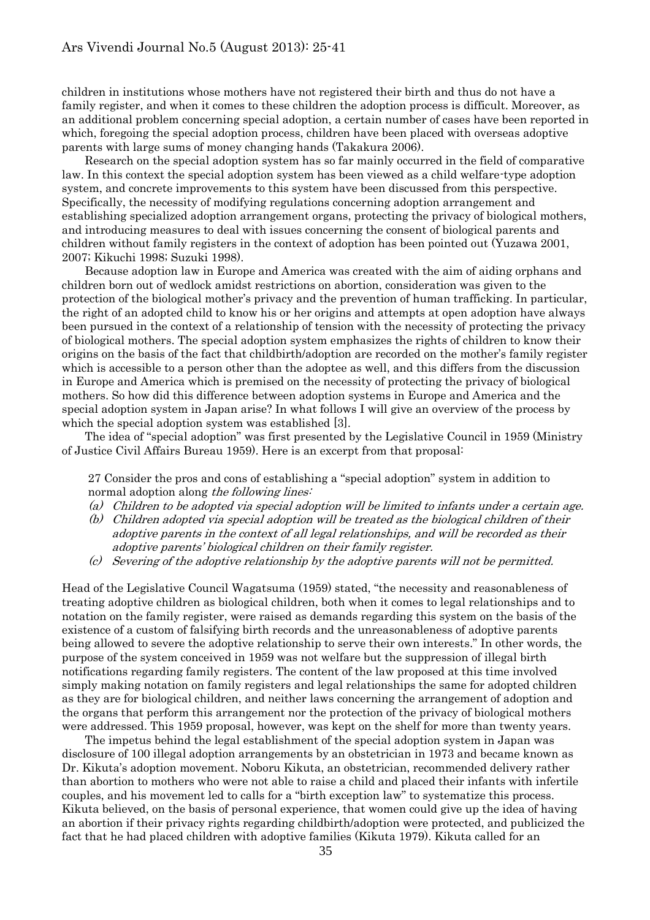children in institutions whose mothers have not registered their birth and thus do not have a family register, and when it comes to these children the adoption process is difficult. Moreover, as an additional problem concerning special adoption, a certain number of cases have been reported in which, foregoing the special adoption process, children have been placed with overseas adoptive parents with large sums of money changing hands (Takakura 2006).

Research on the special adoption system has so far mainly occurred in the field of comparative law. In this context the special adoption system has been viewed as a child welfare-type adoption system, and concrete improvements to this system have been discussed from this perspective. Specifically, the necessity of modifying regulations concerning adoption arrangement and establishing specialized adoption arrangement organs, protecting the privacy of biological mothers, and introducing measures to deal with issues concerning the consent of biological parents and children without family registers in the context of adoption has been pointed out (Yuzawa 2001, 2007; Kikuchi 1998; Suzuki 1998).

Because adoption law in Europe and America was created with the aim of aiding orphans and children born out of wedlock amidst restrictions on abortion, consideration was given to the protection of the biological mother's privacy and the prevention of human trafficking. In particular, the right of an adopted child to know his or her origins and attempts at open adoption have always been pursued in the context of a relationship of tension with the necessity of protecting the privacy of biological mothers. The special adoption system emphasizes the rights of children to know their origins on the basis of the fact that childbirth/adoption are recorded on the mother's family register which is accessible to a person other than the adoptee as well, and this differs from the discussion in Europe and America which is premised on the necessity of protecting the privacy of biological mothers. So how did this difference between adoption systems in Europe and America and the special adoption system in Japan arise? In what follows I will give an overview of the process by which the special adoption system was established [3].

The idea of "special adoption" was first presented by the Legislative Council in 1959 (Ministry of Justice Civil Affairs Bureau 1959). Here is an excerpt from that proposal:

> 27 Consider the pros and cons of establishing a "special adoption" system in addition to normal adoption along *the following lines:*
>
> (a) *Children to be adopted via special adoption will be limited to infants under a certain age.*
>
> (b) *Children adopted via special adoption will be treated as the biological children of their adoptive parents in the context of all legal relationships, and will be recorded as their adoptive parents' biological children on their family register.*
>
> (c) *Severing of the adoptive relationship by the adoptive parents will not be permitted.*

Head of the Legislative Council Wagatsuma (1959) stated, "the necessity and reasonableness of treating adoptive children as biological children, both when it comes to legal relationships and to notation on the family register, were raised as demands regarding this system on the basis of the existence of a custom of falsifying birth records and the unreasonableness of adoptive parents being allowed to severe the adoptive relationship to serve their own interests." In other words, the purpose of the system conceived in 1959 was not welfare but the suppression of illegal birth notifications regarding family registers. The content of the law proposed at this time involved simply making notation on family registers and legal relationships the same for adopted children as they are for biological children, and neither laws concerning the arrangement of adoption and the organs that perform this arrangement nor the protection of the privacy of biological mothers were addressed. This 1959 proposal, however, was kept on the shelf for more than twenty years.

The impetus behind the legal establishment of the special adoption system in Japan was disclosure of 100 illegal adoption arrangements by an obstetrician in 1973 and became known as Dr. Kikuta's adoption movement. Noboru Kikuta, an obstetrician, recommended delivery rather than abortion to mothers who were not able to raise a child and placed their infants with infertile couples, and his movement led to calls for a "birth exception law" to systematize this process. Kikuta believed, on the basis of personal experience, that women could give up the idea of having an abortion if their privacy rights regarding childbirth/adoption were protected, and publicized the fact that he had placed children with adoptive families (Kikuta 1979). Kikuta called for an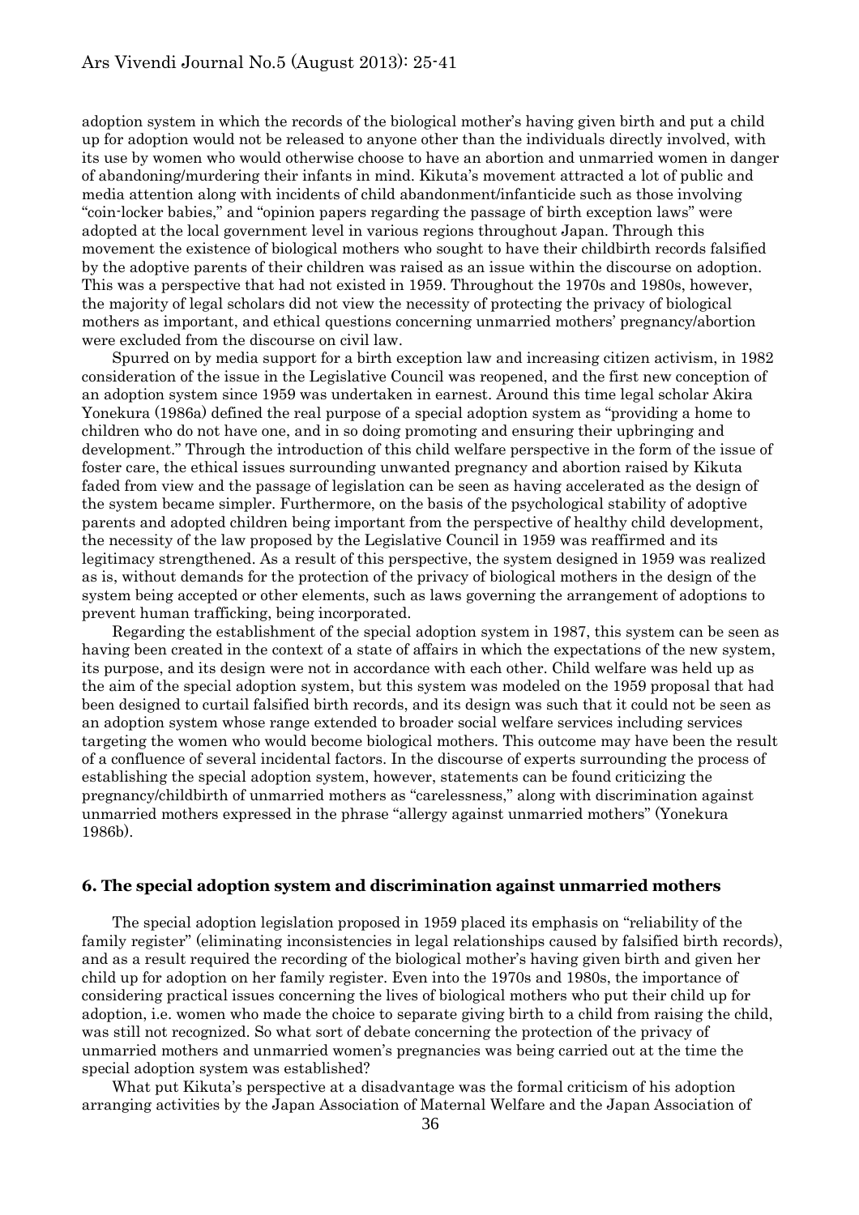adoption system in which the records of the biological mother's having given birth and put a child up for adoption would not be released to anyone other than the individuals directly involved, with its use by women who would otherwise choose to have an abortion and unmarried women in danger of abandoning/murdering their infants in mind. Kikuta's movement attracted a lot of public and media attention along with incidents of child abandonment/infanticide such as those involving "coin-locker babies," and "opinion papers regarding the passage of birth exception laws" were adopted at the local government level in various regions throughout Japan. Through this movement the existence of biological mothers who sought to have their childbirth records falsified by the adoptive parents of their children was raised as an issue within the discourse on adoption. This was a perspective that had not existed in 1959. Throughout the 1970s and 1980s, however, the majority of legal scholars did not view the necessity of protecting the privacy of biological mothers as important, and ethical questions concerning unmarried mothers' pregnancy/abortion were excluded from the discourse on civil law.

Spurred on by media support for a birth exception law and increasing citizen activism, in 1982 consideration of the issue in the Legislative Council was reopened, and the first new conception of an adoption system since 1959 was undertaken in earnest. Around this time legal scholar Akira Yonekura (1986a) defined the real purpose of a special adoption system as "providing a home to children who do not have one, and in so doing promoting and ensuring their upbringing and development." Through the introduction of this child welfare perspective in the form of the issue of foster care, the ethical issues surrounding unwanted pregnancy and abortion raised by Kikuta faded from view and the passage of legislation can be seen as having accelerated as the design of the system became simpler. Furthermore, on the basis of the psychological stability of adoptive parents and adopted children being important from the perspective of healthy child development, the necessity of the law proposed by the Legislative Council in 1959 was reaffirmed and its legitimacy strengthened. As a result of this perspective, the system designed in 1959 was realized as is, without demands for the protection of the privacy of biological mothers in the design of the system being accepted or other elements, such as laws governing the arrangement of adoptions to prevent human trafficking, being incorporated.

Regarding the establishment of the special adoption system in 1987, this system can be seen as having been created in the context of a state of affairs in which the expectations of the new system, its purpose, and its design were not in accordance with each other. Child welfare was held up as the aim of the special adoption system, but this system was modeled on the 1959 proposal that had been designed to curtail falsified birth records, and its design was such that it could not be seen as an adoption system whose range extended to broader social welfare services including services targeting the women who would become biological mothers. This outcome may have been the result of a confluence of several incidental factors. In the discourse of experts surrounding the process of establishing the special adoption system, however, statements can be found criticizing the pregnancy/childbirth of unmarried mothers as "carelessness," along with discrimination against unmarried mothers expressed in the phrase "allergy against unmarried mothers" (Yonekura 1986b).

## 6. The special adoption system and discrimination against unmarried mothers

The special adoption legislation proposed in 1959 placed its emphasis on "reliability of the family register" (eliminating inconsistencies in legal relationships caused by falsified birth records), and as a result required the recording of the biological mother's having given birth and given her child up for adoption on her family register. Even into the 1970s and 1980s, the importance of considering practical issues concerning the lives of biological mothers who put their child up for adoption, i.e. women who made the choice to separate giving birth to a child from raising the child, was still not recognized. So what sort of debate concerning the protection of the privacy of unmarried mothers and unmarried women's pregnancies was being carried out at the time the special adoption system was established?

What put Kikuta's perspective at a disadvantage was the formal criticism of his adoption arranging activities by the Japan Association of Maternal Welfare and the Japan Association of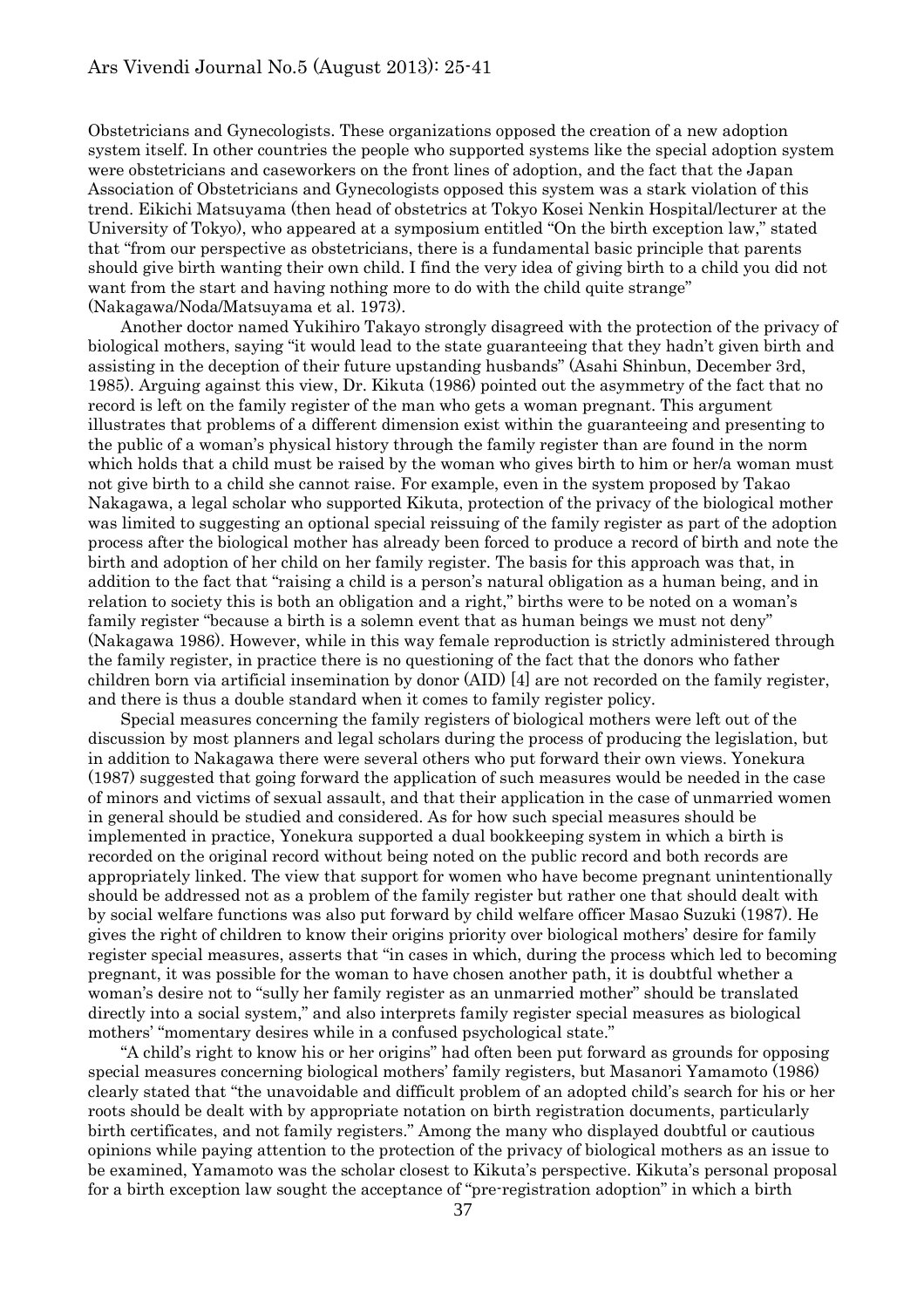Obstetricians and Gynecologists. These organizations opposed the creation of a new adoption system itself. In other countries the people who supported systems like the special adoption system were obstetricians and caseworkers on the front lines of adoption, and the fact that the Japan Association of Obstetricians and Gynecologists opposed this system was a stark violation of this trend. Eikichi Matsuyama (then head of obstetrics at Tokyo Kosei Nenkin Hospital/lecturer at the University of Tokyo), who appeared at a symposium entitled "On the birth exception law," stated that "from our perspective as obstetricians, there is a fundamental basic principle that parents should give birth wanting their own child. I find the very idea of giving birth to a child you did not want from the start and having nothing more to do with the child quite strange" (Nakagawa/Noda/Matsuyama et al. 1973).

Another doctor named Yukihiro Takayo strongly disagreed with the protection of the privacy of biological mothers, saying "it would lead to the state guaranteeing that they hadn't given birth and assisting in the deception of their future upstanding husbands" (Asahi Shinbun, December 3rd, 1985). Arguing against this view, Dr. Kikuta (1986) pointed out the asymmetry of the fact that no record is left on the family register of the man who gets a woman pregnant. This argument illustrates that problems of a different dimension exist within the guaranteeing and presenting to the public of a woman's physical history through the family register than are found in the norm which holds that a child must be raised by the woman who gives birth to him or her/a woman must not give birth to a child she cannot raise. For example, even in the system proposed by Takao Nakagawa, a legal scholar who supported Kikuta, protection of the privacy of the biological mother was limited to suggesting an optional special reissuing of the family register as part of the adoption process after the biological mother has already been forced to produce a record of birth and note the birth and adoption of her child on her family register. The basis for this approach was that, in addition to the fact that "raising a child is a person's natural obligation as a human being, and in relation to society this is both an obligation and a right," births were to be noted on a woman's family register "because a birth is a solemn event that as human beings we must not deny" (Nakagawa 1986). However, while in this way female reproduction is strictly administered through the family register, in practice there is no questioning of the fact that the donors who father children born via artificial insemination by donor (AID) [4] are not recorded on the family register, and there is thus a double standard when it comes to family register policy.

Special measures concerning the family registers of biological mothers were left out of the discussion by most planners and legal scholars during the process of producing the legislation, but in addition to Nakagawa there were several others who put forward their own views. Yonekura (1987) suggested that going forward the application of such measures would be needed in the case of minors and victims of sexual assault, and that their application in the case of unmarried women in general should be studied and considered. As for how such special measures should be implemented in practice, Yonekura supported a dual bookkeeping system in which a birth is recorded on the original record without being noted on the public record and both records are appropriately linked. The view that support for women who have become pregnant unintentionally should be addressed not as a problem of the family register but rather one that should dealt with by social welfare functions was also put forward by child welfare officer Masao Suzuki (1987). He gives the right of children to know their origins priority over biological mothers' desire for family register special measures, asserts that "in cases in which, during the process which led to becoming pregnant, it was possible for the woman to have chosen another path, it is doubtful whether a woman's desire not to "sully her family register as an unmarried mother" should be translated directly into a social system," and also interprets family register special measures as biological mothers' "momentary desires while in a confused psychological state."

"A child's right to know his or her origins" had often been put forward as grounds for opposing special measures concerning biological mothers' family registers, but Masanori Yamamoto (1986) clearly stated that "the unavoidable and difficult problem of an adopted child's search for his or her roots should be dealt with by appropriate notation on birth registration documents, particularly birth certificates, and not family registers." Among the many who displayed doubtful or cautious opinions while paying attention to the protection of the privacy of biological mothers as an issue to be examined, Yamamoto was the scholar closest to Kikuta's perspective. Kikuta's personal proposal for a birth exception law sought the acceptance of "pre-registration adoption" in which a birth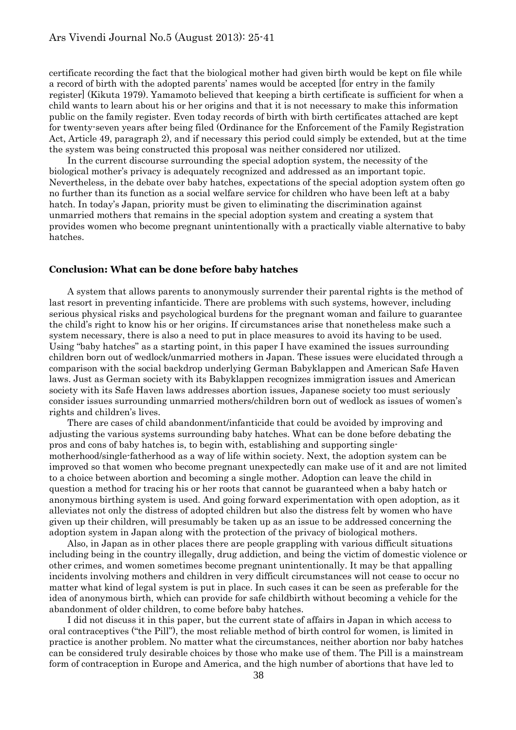certificate recording the fact that the biological mother had given birth would be kept on file while a record of birth with the adopted parents' names would be accepted [for entry in the family register] (Kikuta 1979). Yamamoto believed that keeping a birth certificate is sufficient for when a child wants to learn about his or her origins and that it is not necessary to make this information public on the family register. Even today records of birth with birth certificates attached are kept for twenty-seven years after being filed (Ordinance for the Enforcement of the Family Registration Act, Article 49, paragraph 2), and if necessary this period could simply be extended, but at the time the system was being constructed this proposal was neither considered nor utilized.

In the current discourse surrounding the special adoption system, the necessity of the biological mother's privacy is adequately recognized and addressed as an important topic. Nevertheless, in the debate over baby hatches, expectations of the special adoption system often go no further than its function as a social welfare service for children who have been left at a baby hatch. In today's Japan, priority must be given to eliminating the discrimination against unmarried mothers that remains in the special adoption system and creating a system that provides women who become pregnant unintentionally with a practically viable alternative to baby hatches.

## Conclusion: What can be done before baby hatches

A system that allows parents to anonymously surrender their parental rights is the method of last resort in preventing infanticide. There are problems with such systems, however, including serious physical risks and psychological burdens for the pregnant woman and failure to guarantee the child's right to know his or her origins. If circumstances arise that nonetheless make such a system necessary, there is also a need to put in place measures to avoid its having to be used. Using "baby hatches" as a starting point, in this paper I have examined the issues surrounding children born out of wedlock/unmarried mothers in Japan. These issues were elucidated through a comparison with the social backdrop underlying German Babyklappen and American Safe Haven laws. Just as German society with its Babyklappen recognizes immigration issues and American society with its Safe Haven laws addresses abortion issues, Japanese society too must seriously consider issues surrounding unmarried mothers/children born out of wedlock as issues of women's rights and children's lives.

There are cases of child abandonment/infanticide that could be avoided by improving and adjusting the various systems surrounding baby hatches. What can be done before debating the pros and cons of baby hatches is, to begin with, establishing and supporting single-motherhood/single-fatherhood as a way of life within society. Next, the adoption system can be improved so that women who become pregnant unexpectedly can make use of it and are not limited to a choice between abortion and becoming a single mother. Adoption can leave the child in question a method for tracing his or her roots that cannot be guaranteed when a baby hatch or anonymous birthing system is used. And going forward experimentation with open adoption, as it alleviates not only the distress of adopted children but also the distress felt by women who have given up their children, will presumably be taken up as an issue to be addressed concerning the adoption system in Japan along with the protection of the privacy of biological mothers.

Also, in Japan as in other places there are people grappling with various difficult situations including being in the country illegally, drug addiction, and being the victim of domestic violence or other crimes, and women sometimes become pregnant unintentionally. It may be that appalling incidents involving mothers and children in very difficult circumstances will not cease to occur no matter what kind of legal system is put in place. In such cases it can be seen as preferable for the idea of anonymous birth, which can provide for safe childbirth without becoming a vehicle for the abandonment of older children, to come before baby hatches.

I did not discuss it in this paper, but the current state of affairs in Japan in which access to oral contraceptives ("the Pill"), the most reliable method of birth control for women, is limited in practice is another problem. No matter what the circumstances, neither abortion nor baby hatches can be considered truly desirable choices by those who make use of them. The Pill is a mainstream form of contraception in Europe and America, and the high number of abortions that have led to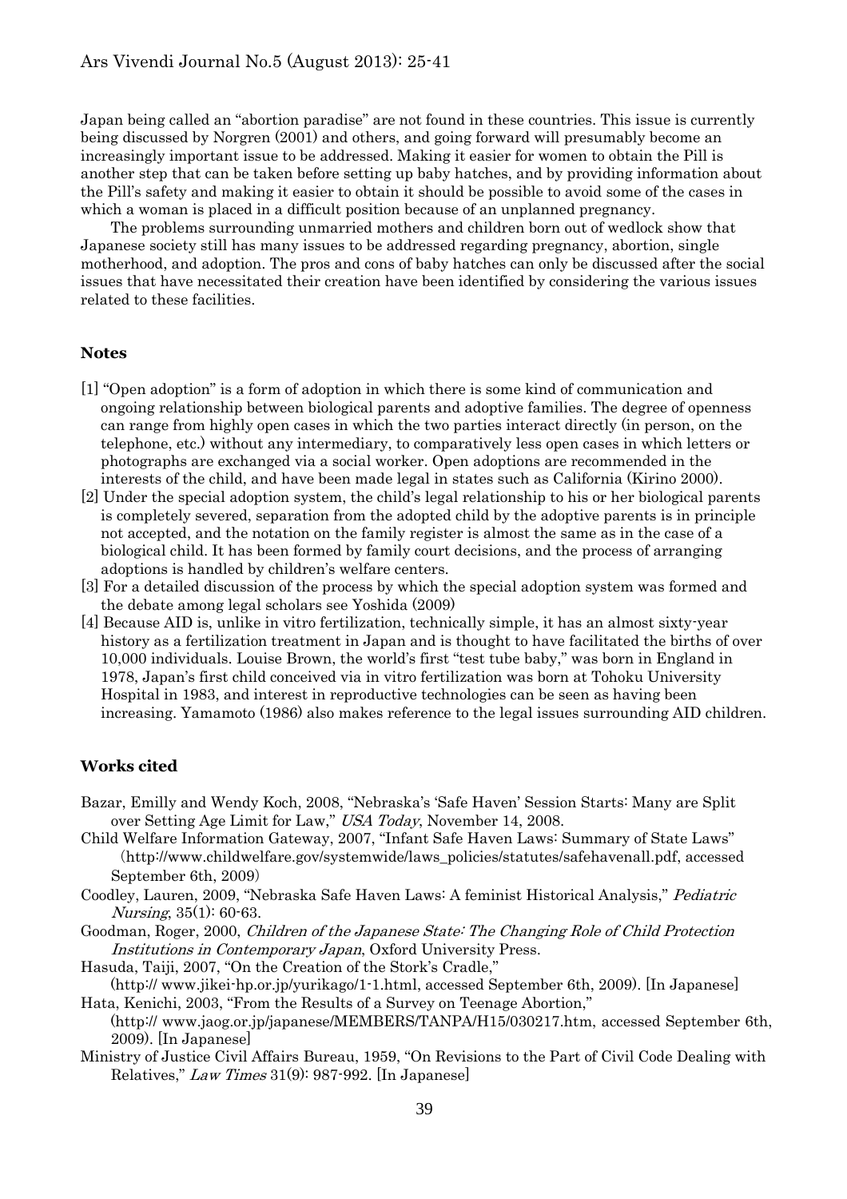Japan being called an "abortion paradise" are not found in these countries. This issue is currently being discussed by Norgren (2001) and others, and going forward will presumably become an increasingly important issue to be addressed. Making it easier for women to obtain the Pill is another step that can be taken before setting up baby hatches, and by providing information about the Pill's safety and making it easier to obtain it should be possible to avoid some of the cases in which a woman is placed in a difficult position because of an unplanned pregnancy.

The problems surrounding unmarried mothers and children born out of wedlock show that Japanese society still has many issues to be addressed regarding pregnancy, abortion, single motherhood, and adoption. The pros and cons of baby hatches can only be discussed after the social issues that have necessitated their creation have been identified by considering the various issues related to these facilities.

## Notes

[1] "Open adoption" is a form of adoption in which there is some kind of communication and ongoing relationship between biological parents and adoptive families. The degree of openness can range from highly open cases in which the two parties interact directly (in person, on the telephone, etc.) without any intermediary, to comparatively less open cases in which letters or photographs are exchanged via a social worker. Open adoptions are recommended in the interests of the child, and have been made legal in states such as California (Kirino 2000).

[2] Under the special adoption system, the child's legal relationship to his or her biological parents is completely severed, separation from the adopted child by the adoptive parents is in principle not accepted, and the notation on the family register is almost the same as in the case of a biological child. It has been formed by family court decisions, and the process of arranging adoptions is handled by children's welfare centers.

[3] For a detailed discussion of the process by which the special adoption system was formed and the debate among legal scholars see Yoshida (2009)

[4] Because AID is, unlike in vitro fertilization, technically simple, it has an almost sixty-year history as a fertilization treatment in Japan and is thought to have facilitated the births of over 10,000 individuals. Louise Brown, the world's first "test tube baby," was born in England in 1978, Japan's first child conceived via in vitro fertilization was born at Tohoku University Hospital in 1983, and interest in reproductive technologies can be seen as having been increasing. Yamamoto (1986) also makes reference to the legal issues surrounding AID children.

## Works cited

Bazar, Emilly and Wendy Koch, 2008, "Nebraska's 'Safe Haven' Session Starts: Many are Split over Setting Age Limit for Law," *USA Today*, November 14, 2008.

Child Welfare Information Gateway, 2007, "Infant Safe Haven Laws: Summary of State Laws" (http://www.childwelfare.gov/systemwide/laws_policies/statutes/safehavenall.pdf, accessed September 6th, 2009)

Coodley, Lauren, 2009, "Nebraska Safe Haven Laws: A feminist Historical Analysis," *Pediatric Nursing*, 35(1): 60-63.

Goodman, Roger, 2000, *Children of the Japanese State: The Changing Role of Child Protection Institutions in Contemporary Japan*, Oxford University Press.

Hasuda, Taiji, 2007, "On the Creation of the Stork's Cradle," (http:// www.jikei-hp.or.jp/yurikago/1-1.html, accessed September 6th, 2009). [In Japanese]

Hata, Kenichi, 2003, "From the Results of a Survey on Teenage Abortion," (http:// www.jaog.or.jp/japanese/MEMBERS/TANPA/H15/030217.htm, accessed September 6th, 2009). [In Japanese]

Ministry of Justice Civil Affairs Bureau, 1959, "On Revisions to the Part of Civil Code Dealing with Relatives," *Law Times* 31(9): 987-992. [In Japanese]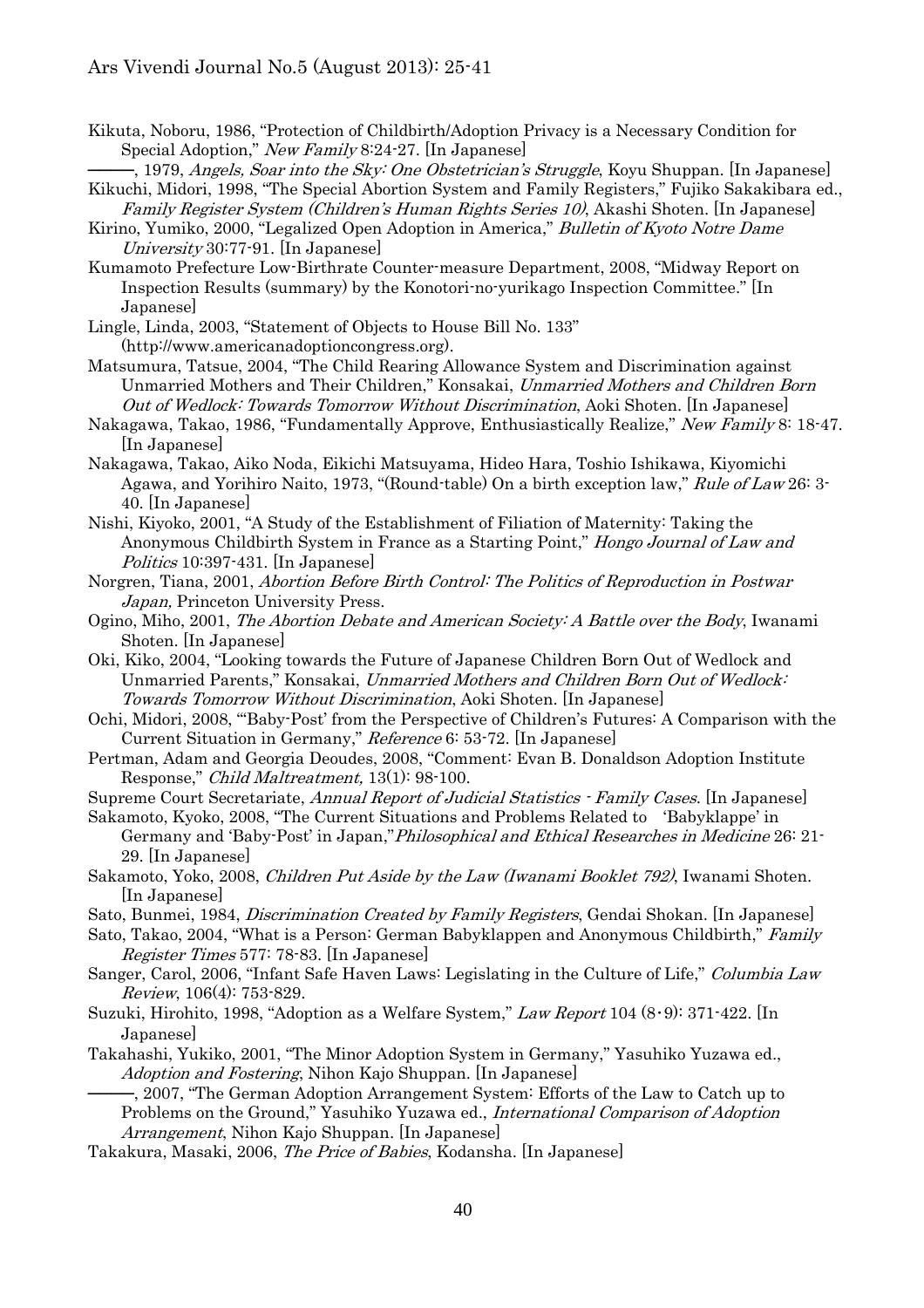Kikuta, Noboru, 1986, "Protection of Childbirth/Adoption Privacy is a Necessary Condition for Special Adoption," *New Family* 8:24-27. [In Japanese]

———, 1979, *Angels, Soar into the Sky: One Obstetrician's Struggle*, Koyu Shuppan. [In Japanese]

Kikuchi, Midori, 1998, "The Special Abortion System and Family Registers," Fujiko Sakakibara ed., *Family Register System (Children's Human Rights Series 10)*, Akashi Shoten. [In Japanese]

Kirino, Yumiko, 2000, "Legalized Open Adoption in America," *Bulletin of Kyoto Notre Dame University* 30:77-91. [In Japanese]

Kumamoto Prefecture Low-Birthrate Counter-measure Department, 2008, "Midway Report on Inspection Results (summary) by the Konotori-no-yurikago Inspection Committee." [In Japanese]

Lingle, Linda, 2003, "Statement of Objects to House Bill No. 133" (http://www.americanadoptioncongress.org).

Matsumura, Tatsue, 2004, "The Child Rearing Allowance System and Discrimination against Unmarried Mothers and Their Children," Konsakai, *Unmarried Mothers and Children Born Out of Wedlock: Towards Tomorrow Without Discrimination*, Aoki Shoten. [In Japanese]

Nakagawa, Takao, 1986, "Fundamentally Approve, Enthusiastically Realize," *New Family* 8: 18-47. [In Japanese]

Nakagawa, Takao, Aiko Noda, Eikichi Matsuyama, Hideo Hara, Toshio Ishikawa, Kiyomichi Agawa, and Yorihiro Naito, 1973, "(Round-table) On a birth exception law," *Rule of Law* 26: 3-40. [In Japanese]

Nishi, Kiyoko, 2001, "A Study of the Establishment of Filiation of Maternity: Taking the Anonymous Childbirth System in France as a Starting Point," *Hongo Journal of Law and Politics* 10:397-431. [In Japanese]

Norgren, Tiana, 2001, *Abortion Before Birth Control: The Politics of Reproduction in Postwar Japan,* Princeton University Press.

Ogino, Miho, 2001, *The Abortion Debate and American Society: A Battle over the Body*, Iwanami Shoten. [In Japanese]

Oki, Kiko, 2004, "Looking towards the Future of Japanese Children Born Out of Wedlock and Unmarried Parents," Konsakai, *Unmarried Mothers and Children Born Out of Wedlock: Towards Tomorrow Without Discrimination*, Aoki Shoten. [In Japanese]

Ochi, Midori, 2008, "'Baby-Post' from the Perspective of Children's Futures: A Comparison with the Current Situation in Germany," *Reference* 6: 53-72. [In Japanese]

Pertman, Adam and Georgia Deoudes, 2008, "Comment: Evan B. Donaldson Adoption Institute Response," *Child Maltreatment,* 13(1): 98-100.

Supreme Court Secretariate, *Annual Report of Judicial Statistics - Family Cases*. [In Japanese]

Sakamoto, Kyoko, 2008, "The Current Situations and Problems Related to 'Babyklappe' in Germany and 'Baby-Post' in Japan,"*Philosophical and Ethical Researches in Medicine* 26: 21-29. [In Japanese]

Sakamoto, Yoko, 2008, *Children Put Aside by the Law (Iwanami Booklet 792)*, Iwanami Shoten. [In Japanese]

Sato, Bunmei, 1984, *Discrimination Created by Family Registers*, Gendai Shokan. [In Japanese]

Sato, Takao, 2004, "What is a Person: German Babyklappen and Anonymous Childbirth," *Family Register Times* 577: 78-83. [In Japanese]

Sanger, Carol, 2006, "Infant Safe Haven Laws: Legislating in the Culture of Life," *Columbia Law Review*, 106(4): 753-829.

Suzuki, Hirohito, 1998, "Adoption as a Welfare System," *Law Report* 104 (8･9): 371-422. [In Japanese]

Takahashi, Yukiko, 2001, "The Minor Adoption System in Germany," Yasuhiko Yuzawa ed., *Adoption and Fostering*, Nihon Kajo Shuppan. [In Japanese]

———, 2007, "The German Adoption Arrangement System: Efforts of the Law to Catch up to Problems on the Ground," Yasuhiko Yuzawa ed., *International Comparison of Adoption Arrangement*, Nihon Kajo Shuppan. [In Japanese]

Takakura, Masaki, 2006, *The Price of Babies*, Kodansha. [In Japanese]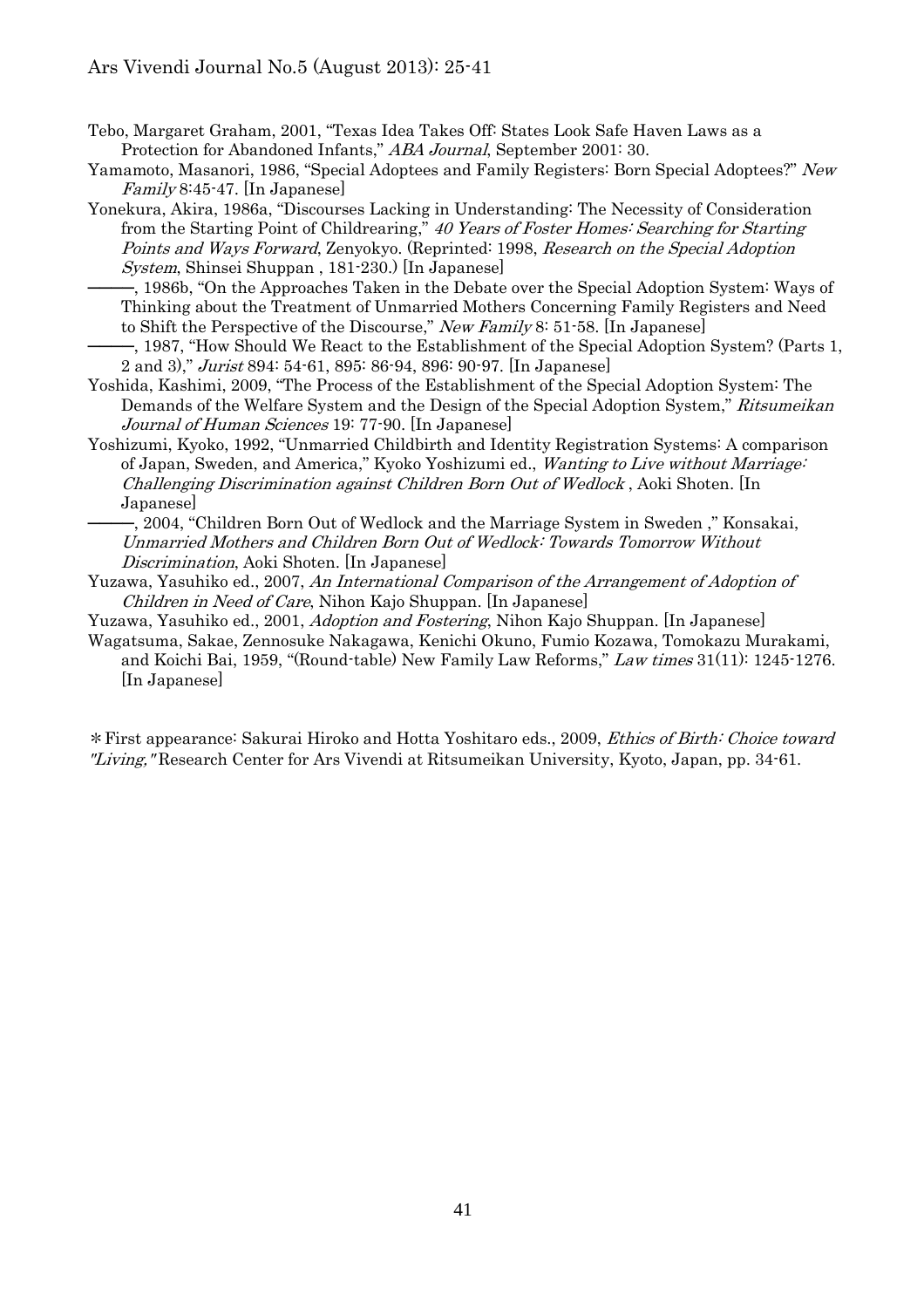Tebo, Margaret Graham, 2001, "Texas Idea Takes Off: States Look Safe Haven Laws as a Protection for Abandoned Infants," *ABA Journal*, September 2001: 30.

Yamamoto, Masanori, 1986, "Special Adoptees and Family Registers: Born Special Adoptees?" *New Family* 8:45-47. [In Japanese]

Yonekura, Akira, 1986a, "Discourses Lacking in Understanding: The Necessity of Consideration from the Starting Point of Childrearing," *40 Years of Foster Homes: Searching for Starting Points and Ways Forward*, Zenyokyo. (Reprinted: 1998, *Research on the Special Adoption System*, Shinsei Shuppan , 181-230.) [In Japanese]

———, 1986b, "On the Approaches Taken in the Debate over the Special Adoption System: Ways of Thinking about the Treatment of Unmarried Mothers Concerning Family Registers and Need to Shift the Perspective of the Discourse," *New Family* 8: 51-58. [In Japanese]

———, 1987, "How Should We React to the Establishment of the Special Adoption System? (Parts 1, 2 and 3)," *Jurist* 894: 54-61, 895: 86-94, 896: 90-97. [In Japanese]

Yoshida, Kashimi, 2009, "The Process of the Establishment of the Special Adoption System: The Demands of the Welfare System and the Design of the Special Adoption System," *Ritsumeikan Journal of Human Sciences* 19: 77-90. [In Japanese]

Yoshizumi, Kyoko, 1992, "Unmarried Childbirth and Identity Registration Systems: A comparison of Japan, Sweden, and America," Kyoko Yoshizumi ed., *Wanting to Live without Marriage: Challenging Discrimination against Children Born Out of Wedlock* , Aoki Shoten. [In Japanese]

———, 2004, "Children Born Out of Wedlock and the Marriage System in Sweden ," Konsakai, *Unmarried Mothers and Children Born Out of Wedlock: Towards Tomorrow Without Discrimination*, Aoki Shoten. [In Japanese]

Yuzawa, Yasuhiko ed., 2007, *An International Comparison of the Arrangement of Adoption of Children in Need of Care*, Nihon Kajo Shuppan. [In Japanese]

Yuzawa, Yasuhiko ed., 2001, *Adoption and Fostering*, Nihon Kajo Shuppan. [In Japanese]

Wagatsuma, Sakae, Zennosuke Nakagawa, Kenichi Okuno, Fumio Kozawa, Tomokazu Murakami, and Koichi Bai, 1959, "(Round-table) New Family Law Reforms," *Law times* 31(11): 1245-1276. [In Japanese]

＊First appearance: Sakurai Hiroko and Hotta Yoshitaro eds., 2009, *Ethics of Birth: Choice toward "Living,"* Research Center for Ars Vivendi at Ritsumeikan University, Kyoto, Japan, pp. 34-61.